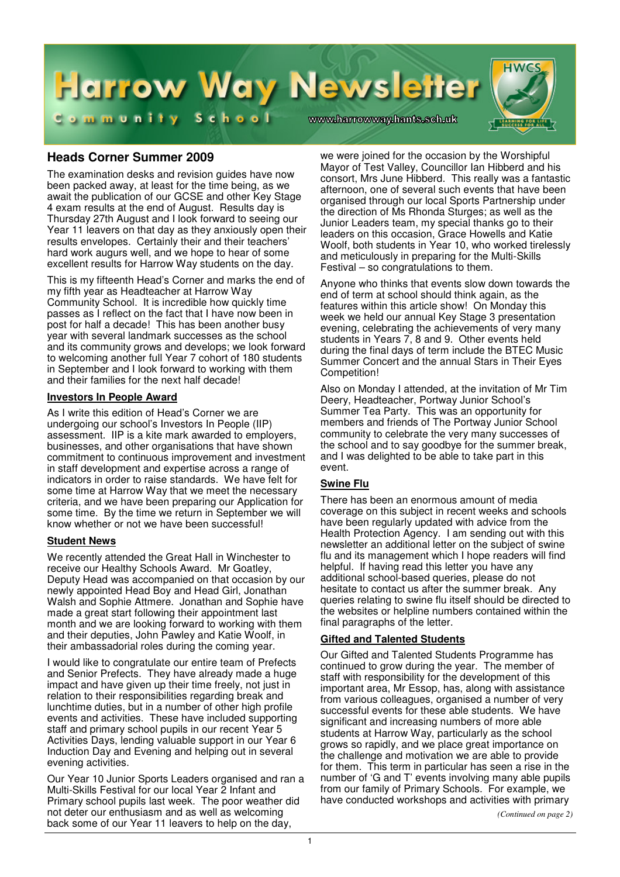# Harrow Way Newsletter

Community School

www.harrowway.hants.sch.uk

## Heads Corner Summer 2009

The examination desks and revision guides have now been packed away, at least for the time being, as we await the publication of our GCSE and other Key Stage 4 exam results at the end of August. Results day is Thursday 27th August and I look forward to seeing our Year 11 leavers on that day as they anxiously open their results envelopes. Certainly their and their teachers' hard work augurs well, and we hope to hear of some excellent results for Harrow Way students on the day.

This is my fifteenth Head's Corner and marks the end of my fifth year as Headteacher at Harrow Way Community School. It is incredible how quickly time passes as I reflect on the fact that I have now been in post for half a decade! This has been another busy year with several landmark successes as the school and its community grows and develops; we look forward to welcoming another full Year 7 cohort of 180 students in September and I look forward to working with them and their families for the next half decade!

### Investors In People Award

As I write this edition of Head's Corner we are undergoing our school's Investors In People (IIP) assessment. IIP is a kite mark awarded to employers, businesses, and other organisations that have shown commitment to continuous improvement and investment in staff development and expertise across a range of indicators in order to raise standards. We have felt for some time at Harrow Way that we meet the necessary criteria, and we have been preparing our Application for some time. By the time we return in September we will know whether or not we have been successful!

### Student News

We recently attended the Great Hall in Winchester to receive our Healthy Schools Award. Mr Goatley, Deputy Head was accompanied on that occasion by our newly appointed Head Boy and Head Girl, Jonathan Walsh and Sophie Attmere. Jonathan and Sophie have made a great start following their appointment last month and we are looking forward to working with them and their deputies, John Pawley and Katie Woolf, in their ambassadorial roles during the coming year.

I would like to congratulate our entire team of Prefects and Senior Prefects. They have already made a huge impact and have given up their time freely, not just in relation to their responsibilities regarding break and lunchtime duties, but in a number of other high profile events and activities. These have included supporting staff and primary school pupils in our recent Year 5 Activities Days, lending valuable support in our Year 6 Induction Day and Evening and helping out in several evening activities.

Our Year 10 Junior Sports Leaders organised and ran a Multi-Skills Festival for our local Year 2 Infant and Primary school pupils last week. The poor weather did not deter our enthusiasm and as well as welcoming back some of our Year 11 leavers to help on the day, we were joined for the occasion by the Worshipful Mayor of Test Valley, Councillor Ian Hibberd and his consort, Mrs June Hibberd. This really was a fantastic afternoon, one of several such events that have been organised through our local Sports Partnership under the direction of Ms Rhonda Sturges; as well as the Junior Leaders team, my special thanks go to their leaders on this occasion, Grace Howells and Katie Woolf, both students in Year 10, who worked tirelessly and meticulously in preparing for the Multi-Skills Festival – so congratulations to them.

Anyone who thinks that events slow down towards the end of term at school should think again, as the features within this article show! On Monday this week we held our annual Key Stage 3 presentation evening, celebrating the achievements of very many students in Years 7, 8 and 9. Other events held during the final days of term include the BTEC Music Summer Concert and the annual Stars in Their Eyes Competition!

Also on Monday I attended, at the invitation of Mr Tim Deery, Headteacher, Portway Junior School's Summer Tea Party. This was an opportunity for members and friends of The Portway Junior School community to celebrate the very many successes of the school and to say goodbye for the summer break, and I was delighted to be able to take part in this event.

### Swine Flu

There has been an enormous amount of media coverage on this subject in recent weeks and schools have been regularly updated with advice from the Health Protection Agency. I am sending out with this newsletter an additional letter on the subject of swine flu and its management which I hope readers will find helpful. If having read this letter you have any additional school-based queries, please do not hesitate to contact us after the summer break. Any queries relating to swine flu itself should be directed to the websites or helpline numbers contained within the final paragraphs of the letter.

### Gifted and Talented Students

Our Gifted and Talented Students Programme has continued to grow during the year. The member of staff with responsibility for the development of this important area, Mr Essop, has, along with assistance from various colleagues, organised a number of very successful events for these able students. We have significant and increasing numbers of more able students at Harrow Way, particularly as the school grows so rapidly, and we place great importance on the challenge and motivation we are able to provide for them. This term in particular has seen a rise in the number of 'G and T' events involving many able pupils from our family of Primary Schools. For example, we have conducted workshops and activities with primary

*(Continued on page 2)*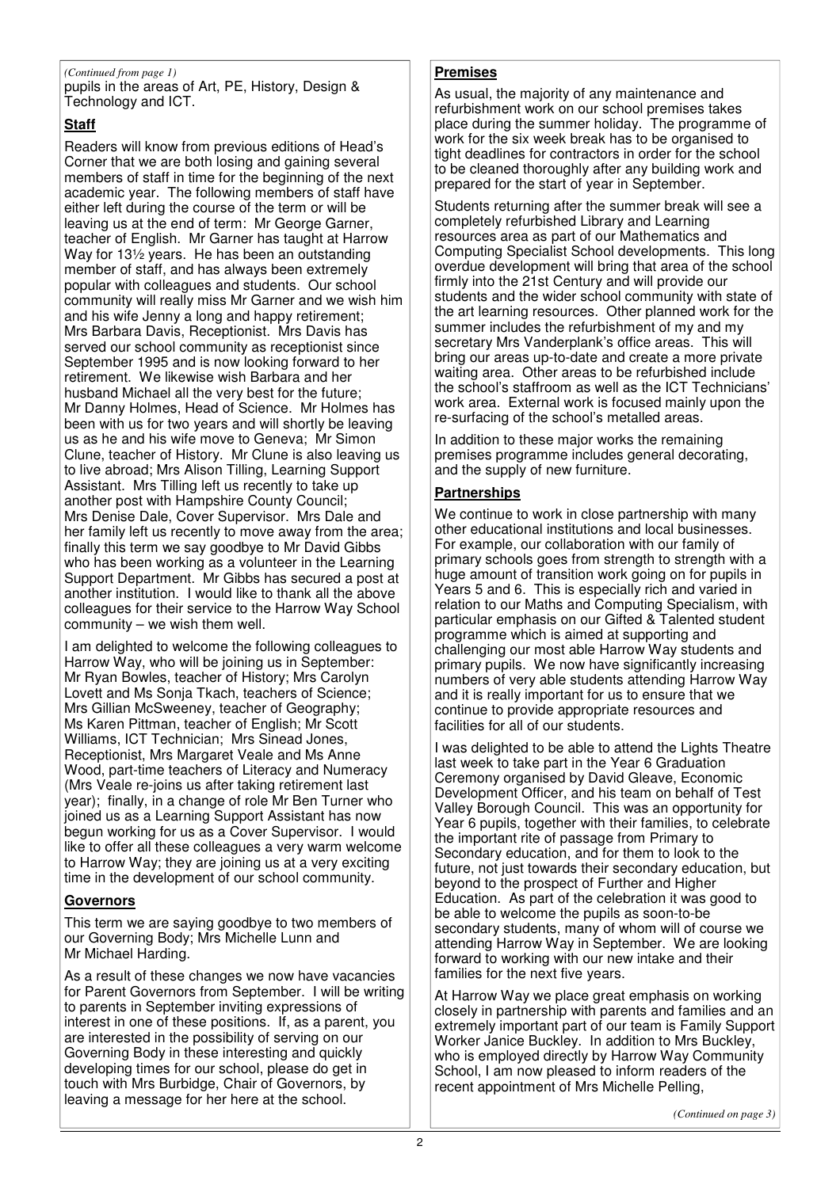*(Continued from page 1)*
pupils in the areas of Art, PE, History, Design & Technology and ICT.

## Staff

Readers will know from previous editions of Head's Corner that we are both losing and gaining several members of staff in time for the beginning of the next academic year. The following members of staff have either left during the course of the term or will be leaving us at the end of term: Mr George Garner, teacher of English. Mr Garner has taught at Harrow Way for 13½ years. He has been an outstanding member of staff, and has always been extremely popular with colleagues and students. Our school community will really miss Mr Garner and we wish him and his wife Jenny a long and happy retirement; Mrs Barbara Davis, Receptionist. Mrs Davis has served our school community as receptionist since September 1995 and is now looking forward to her retirement. We likewise wish Barbara and her husband Michael all the very best for the future; Mr Danny Holmes, Head of Science. Mr Holmes has been with us for two years and will shortly be leaving us as he and his wife move to Geneva; Mr Simon Clune, teacher of History. Mr Clune is also leaving us to live abroad; Mrs Alison Tilling, Learning Support Assistant. Mrs Tilling left us recently to take up another post with Hampshire County Council; Mrs Denise Dale, Cover Supervisor. Mrs Dale and her family left us recently to move away from the area; finally this term we say goodbye to Mr David Gibbs who has been working as a volunteer in the Learning Support Department. Mr Gibbs has secured a post at another institution. I would like to thank all the above colleagues for their service to the Harrow Way School community – we wish them well.

I am delighted to welcome the following colleagues to Harrow Way, who will be joining us in September: Mr Ryan Bowles, teacher of History; Mrs Carolyn Lovett and Ms Sonja Tkach, teachers of Science; Mrs Gillian McSweeney, teacher of Geography; Ms Karen Pittman, teacher of English; Mr Scott Williams, ICT Technician; Mrs Sinead Jones, Receptionist, Mrs Margaret Veale and Ms Anne Wood, part-time teachers of Literacy and Numeracy (Mrs Veale re-joins us after taking retirement last year); finally, in a change of role Mr Ben Turner who joined us as a Learning Support Assistant has now begun working for us as a Cover Supervisor. I would like to offer all these colleagues a very warm welcome to Harrow Way; they are joining us at a very exciting time in the development of our school community.

## Governors

This term we are saying goodbye to two members of our Governing Body; Mrs Michelle Lunn and Mr Michael Harding.

As a result of these changes we now have vacancies for Parent Governors from September. I will be writing to parents in September inviting expressions of interest in one of these positions. If, as a parent, you are interested in the possibility of serving on our Governing Body in these interesting and quickly developing times for our school, please do get in touch with Mrs Burbidge, Chair of Governors, by leaving a message for her here at the school.

## Premises

As usual, the majority of any maintenance and refurbishment work on our school premises takes place during the summer holiday. The programme of work for the six week break has to be organised to tight deadlines for contractors in order for the school to be cleaned thoroughly after any building work and prepared for the start of year in September.

Students returning after the summer break will see a completely refurbished Library and Learning resources area as part of our Mathematics and Computing Specialist School developments. This long overdue development will bring that area of the school firmly into the 21st Century and will provide our students and the wider school community with state of the art learning resources. Other planned work for the summer includes the refurbishment of my and my secretary Mrs Vanderplank's office areas. This will bring our areas up-to-date and create a more private waiting area. Other areas to be refurbished include the school's staffroom as well as the ICT Technicians' work area. External work is focused mainly upon the re-surfacing of the school's metalled areas.

In addition to these major works the remaining premises programme includes general decorating, and the supply of new furniture.

## Partnerships

We continue to work in close partnership with many other educational institutions and local businesses. For example, our collaboration with our family of primary schools goes from strength to strength with a huge amount of transition work going on for pupils in Years 5 and 6. This is especially rich and varied in relation to our Maths and Computing Specialism, with particular emphasis on our Gifted & Talented student programme which is aimed at supporting and challenging our most able Harrow Way students and primary pupils. We now have significantly increasing numbers of very able students attending Harrow Way and it is really important for us to ensure that we continue to provide appropriate resources and facilities for all of our students.

I was delighted to be able to attend the Lights Theatre last week to take part in the Year 6 Graduation Ceremony organised by David Gleave, Economic Development Officer, and his team on behalf of Test Valley Borough Council. This was an opportunity for Year 6 pupils, together with their families, to celebrate the important rite of passage from Primary to Secondary education, and for them to look to the future, not just towards their secondary education, but beyond to the prospect of Further and Higher Education. As part of the celebration it was good to be able to welcome the pupils as soon-to-be secondary students, many of whom will of course we attending Harrow Way in September. We are looking forward to working with our new intake and their families for the next five years.

At Harrow Way we place great emphasis on working closely in partnership with parents and families and an extremely important part of our team is Family Support Worker Janice Buckley. In addition to Mrs Buckley, who is employed directly by Harrow Way Community School, I am now pleased to inform readers of the recent appointment of Mrs Michelle Pelling,

*(Continued on page 3)*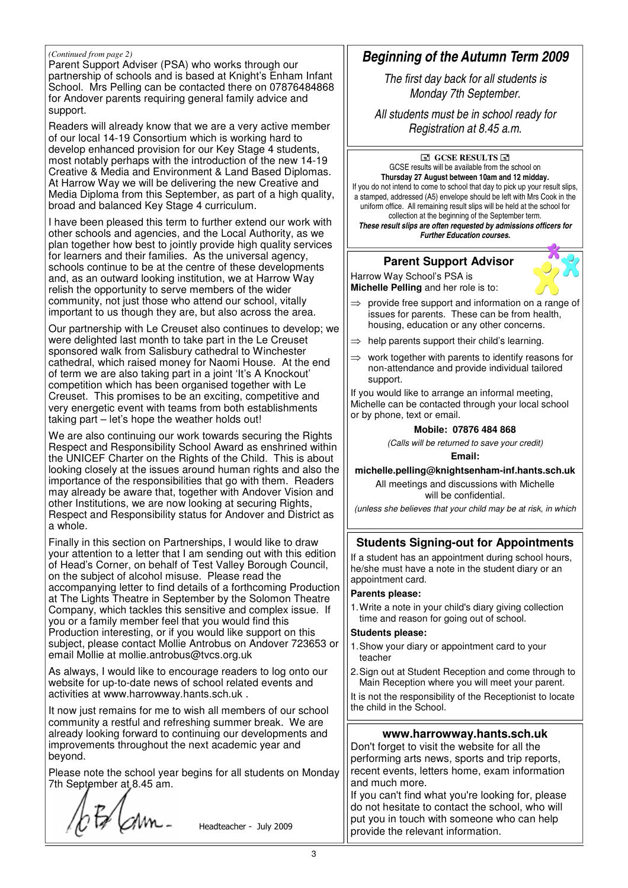*(Continued from page 2)*

Parent Support Adviser (PSA) who works through our partnership of schools and is based at Knight's Enham Infant School. Mrs Pelling can be contacted there on 07876484868 for Andover parents requiring general family advice and support.

Readers will already know that we are a very active member of our local 14-19 Consortium which is working hard to develop enhanced provision for our Key Stage 4 students, most notably perhaps with the introduction of the new 14-19 Creative & Media and Environment & Land Based Diplomas. At Harrow Way we will be delivering the new Creative and Media Diploma from this September, as part of a high quality, broad and balanced Key Stage 4 curriculum.

I have been pleased this term to further extend our work with other schools and agencies, and the Local Authority, as we plan together how best to jointly provide high quality services for learners and their families. As the universal agency, schools continue to be at the centre of these developments and, as an outward looking institution, we at Harrow Way relish the opportunity to serve members of the wider community, not just those who attend our school, vitally important to us though they are, but also across the area.

Our partnership with Le Creuset also continues to develop; we were delighted last month to take part in the Le Creuset sponsored walk from Salisbury cathedral to Winchester cathedral, which raised money for Naomi House. At the end of term we are also taking part in a joint 'It's A Knockout' competition which has been organised together with Le Creuset. This promises to be an exciting, competitive and very energetic event with teams from both establishments taking part – let's hope the weather holds out!

We are also continuing our work towards securing the Rights Respect and Responsibility School Award as enshrined within the UNICEF Charter on the Rights of the Child. This is about looking closely at the issues around human rights and also the importance of the responsibilities that go with them. Readers may already be aware that, together with Andover Vision and other Institutions, we are now looking at securing Rights, Respect and Responsibility status for Andover and District as a whole.

Finally in this section on Partnerships, I would like to draw your attention to a letter that I am sending out with this edition of Head's Corner, on behalf of Test Valley Borough Council, on the subject of alcohol misuse. Please read the accompanying letter to find details of a forthcoming Production at The Lights Theatre in September by the Solomon Theatre Company, which tackles this sensitive and complex issue. If you or a family member feel that you would find this Production interesting, or if you would like support on this subject, please contact Mollie Antrobus on Andover 723653 or email Mollie at mollie.antrobus@tvcs.org.uk

As always, I would like to encourage readers to log onto our website for up-to-date news of school related events and activities at www.harrowway.hants.sch.uk .

It now just remains for me to wish all members of our school community a restful and refreshing summer break. We are already looking forward to continuing our developments and improvements throughout the next academic year and beyond.

Please note the school year begins for all students on Monday 7th September at 8.45 am.

Headteacher - July 2009

## *Beginning of the Autumn Term 2009*

*The first day back for all students is Monday 7th September.*

*All students must be in school ready for Registration at 8.45 a.m.*

### GCSE RESULTS

GCSE results will be available from the school on **Thursday 27 August between 10am and 12 midday.**
If you do not intend to come to school that day to pick up your result slips, a stamped, addressed (A5) envelope should be left with Mrs Cook in the uniform office. All remaining result slips will be held at the school for collection at the beginning of the September term.
***These result slips are often requested by admissions officers for Further Education courses.***

### Parent Support Advisor

Harrow Way School's PSA is **Michelle Pelling** and her role is to:

- ⇒ provide free support and information on a range of issues for parents. These can be from health, housing, education or any other concerns.
- ⇒ help parents support their child's learning.
- ⇒ work together with parents to identify reasons for non-attendance and provide individual tailored support.

If you would like to arrange an informal meeting, Michelle can be contacted through your local school or by phone, text or email.

**Mobile: 07876 484 868**

*(Calls will be returned to save your credit)*

**Email:**

**michelle.pelling@knightsenham-inf.hants.sch.uk**

All meetings and discussions with Michelle will be confidential.

*(unless she believes that your child may be at risk, in which*

### Students Signing-out for Appointments

If a student has an appointment during school hours, he/she must have a note in the student diary or an appointment card.

**Parents please:**

1. Write a note in your child's diary giving collection time and reason for going out of school.

**Students please:**

1. Show your diary or appointment card to your teacher
2. Sign out at Student Reception and come through to Main Reception where you will meet your parent.

It is not the responsibility of the Receptionist to locate the child in the School.

### www.harrowway.hants.sch.uk

Don't forget to visit the website for all the performing arts news, sports and trip reports, recent events, letters home, exam information and much more.
If you can't find what you're looking for, please do not hesitate to contact the school, who will put you in touch with someone who can help provide the relevant information.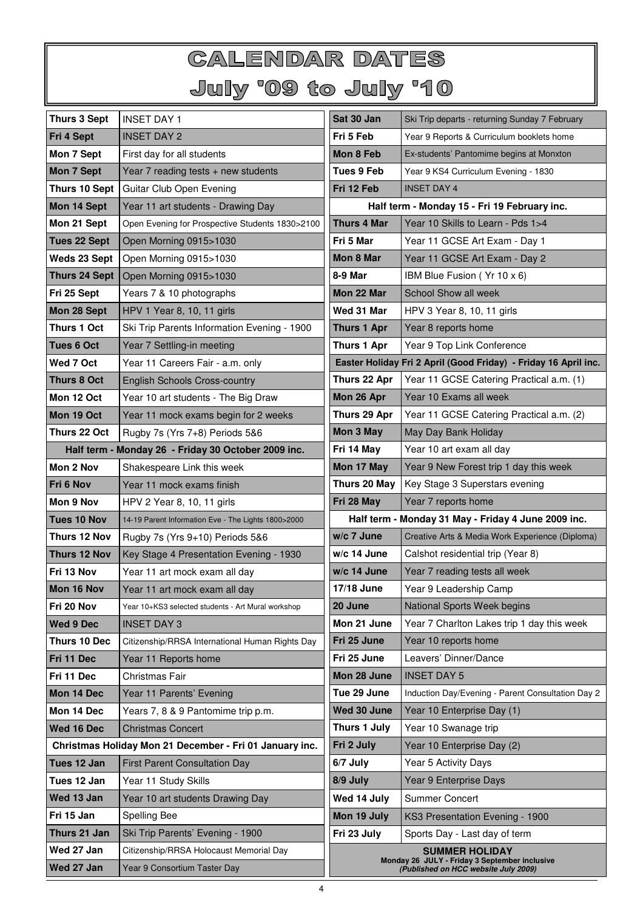# CALENDAR DATES

# July '09 to July '10

| | |
|---|---|
| **Thurs 3 Sept** | INSET DAY 1 |
| **Fri 4 Sept** | INSET DAY 2 |
| **Mon 7 Sept** | First day for all students |
| **Mon 7 Sept** | Year 7 reading tests + new students |
| **Thurs 10 Sept** | Guitar Club Open Evening |
| **Mon 14 Sept** | Year 11 art students - Drawing Day |
| **Mon 21 Sept** | Open Evening for Prospective Students 1830>2100 |
| **Tues 22 Sept** | Open Morning 0915>1030 |
| **Weds 23 Sept** | Open Morning 0915>1030 |
| **Thurs 24 Sept** | Open Morning 0915>1030 |
| **Fri 25 Sept** | Years 7 & 10 photographs |
| **Mon 28 Sept** | HPV 1 Year 8, 10, 11 girls |
| **Thurs 1 Oct** | Ski Trip Parents Information Evening - 1900 |
| **Tues 6 Oct** | Year 7 Settling-in meeting |
| **Wed 7 Oct** | Year 11 Careers Fair - a.m. only |
| **Thurs 8 Oct** | English Schools Cross-country |
| **Mon 12 Oct** | Year 10 art students - The Big Draw |
| **Mon 19 Oct** | Year 11 mock exams begin for 2 weeks |
| **Thurs 22 Oct** | Rugby 7s (Yrs 7+8) Periods 5&6 |
| **Half term - Monday 26 - Friday 30 October 2009 inc.** | |
| **Mon 2 Nov** | Shakespeare Link this week |
| **Fri 6 Nov** | Year 11 mock exams finish |
| **Mon 9 Nov** | HPV 2 Year 8, 10, 11 girls |
| **Tues 10 Nov** | 14-19 Parent Information Eve - The Lights 1800>2000 |
| **Thurs 12 Nov** | Rugby 7s (Yrs 9+10) Periods 5&6 |
| **Thurs 12 Nov** | Key Stage 4 Presentation Evening - 1930 |
| **Fri 13 Nov** | Year 11 art mock exam all day |
| **Mon 16 Nov** | Year 11 art mock exam all day |
| **Fri 20 Nov** | Year 10+KS3 selected students - Art Mural workshop |
| **Wed 9 Dec** | INSET DAY 3 |
| **Thurs 10 Dec** | Citizenship/RRSA International Human Rights Day |
| **Fri 11 Dec** | Year 11 Reports home |
| **Fri 11 Dec** | Christmas Fair |
| **Mon 14 Dec** | Year 11 Parents' Evening |
| **Mon 14 Dec** | Years 7, 8 & 9 Pantomime trip p.m. |
| **Wed 16 Dec** | Christmas Concert |
| **Christmas Holiday Mon 21 December - Fri 01 January inc.** | |
| **Tues 12 Jan** | First Parent Consultation Day |
| **Tues 12 Jan** | Year 11 Study Skills |
| **Wed 13 Jan** | Year 10 art students Drawing Day |
| **Fri 15 Jan** | Spelling Bee |
| **Thurs 21 Jan** | Ski Trip Parents' Evening - 1900 |
| **Wed 27 Jan** | Citizenship/RRSA Holocaust Memorial Day |
| **Wed 27 Jan** | Year 9 Consortium Taster Day |
| **Sat 30 Jan** | Ski Trip departs - returning Sunday 7 February |
| **Fri 5 Feb** | Year 9 Reports & Curriculum booklets home |
| **Mon 8 Feb** | Ex-students' Pantomime begins at Monxton |
| **Tues 9 Feb** | Year 9 KS4 Curriculum Evening - 1830 |
| **Fri 12 Feb** | INSET DAY 4 |
| **Half term - Monday 15 - Fri 19 February inc.** | |
| **Thurs 4 Mar** | Year 10 Skills to Learn - Pds 1>4 |
| **Fri 5 Mar** | Year 11 GCSE Art Exam - Day 1 |
| **Mon 8 Mar** | Year 11 GCSE Art Exam - Day 2 |
| **8-9 Mar** | IBM Blue Fusion ( Yr 10 x 6) |
| **Mon 22 Mar** | School Show all week |
| **Wed 31 Mar** | HPV 3 Year 8, 10, 11 girls |
| **Thurs 1 Apr** | Year 8 reports home |
| **Thurs 1 Apr** | Year 9 Top Link Conference |
| **Easter Holiday Fri 2 April (Good Friday) - Friday 16 April inc.** | |
| **Thurs 22 Apr** | Year 11 GCSE Catering Practical a.m. (1) |
| **Mon 26 Apr** | Year 10 Exams all week |
| **Thurs 29 Apr** | Year 11 GCSE Catering Practical a.m. (2) |
| **Mon 3 May** | May Day Bank Holiday |
| **Fri 14 May** | Year 10 art exam all day |
| **Mon 17 May** | Year 9 New Forest trip 1 day this week |
| **Thurs 20 May** | Key Stage 3 Superstars evening |
| **Fri 28 May** | Year 7 reports home |
| **Half term - Monday 31 May - Friday 4 June 2009 inc.** | |
| **w/c 7 June** | Creative Arts & Media Work Experience (Diploma) |
| **w/c 14 June** | Calshot residential trip (Year 8) |
| **w/c 14 June** | Year 7 reading tests all week |
| **17/18 June** | Year 9 Leadership Camp |
| **20 June** | National Sports Week begins |
| **Mon 21 June** | Year 7 Charlton Lakes trip 1 day this week |
| **Fri 25 June** | Year 10 reports home |
| **Fri 25 June** | Leavers' Dinner/Dance |
| **Mon 28 June** | INSET DAY 5 |
| **Tue 29 June** | Induction Day/Evening - Parent Consultation Day 2 |
| **Wed 30 June** | Year 10 Enterprise Day (1) |
| **Thurs 1 July** | Year 10 Swanage trip |
| **Fri 2 July** | Year 10 Enterprise Day (2) |
| **6/7 July** | Year 5 Activity Days |
| **8/9 July** | Year 9 Enterprise Days |
| **Wed 14 July** | Summer Concert |
| **Mon 19 July** | KS3 Presentation Evening - 1900 |
| **Fri 23 July** | Sports Day - Last day of term |
| **SUMMER HOLIDAY** Monday 26 JULY - Friday 3 September inclusive *(Published on HCC website July 2009)* | |